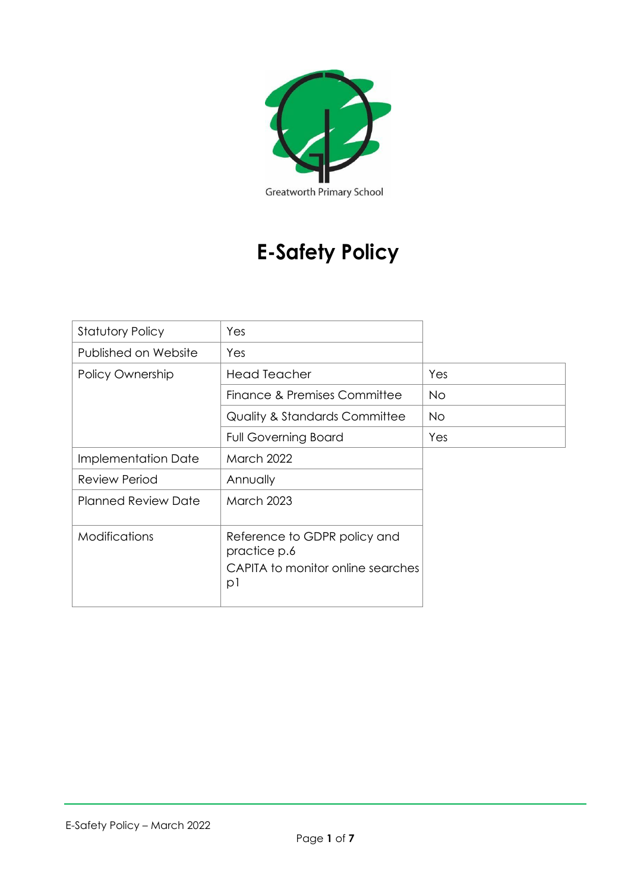Greatworth Primary School

# E-Safety Policy

| | | |
|---|---|---|
| Statutory Policy | Yes | |
| Published on Website | Yes | |
| Policy Ownership | Head Teacher | Yes |
| | Finance & Premises Committee | No |
| | Quality & Standards Committee | No |
| | Full Governing Board | Yes |
| Implementation Date | March 2022 | |
| Review Period | Annually | |
| Planned Review Date | March 2023 | |
| Modifications | Reference to GDPR policy and practice p.6<br>CAPITA to monitor online searches p1 | |

E-Safety Policy – March 2022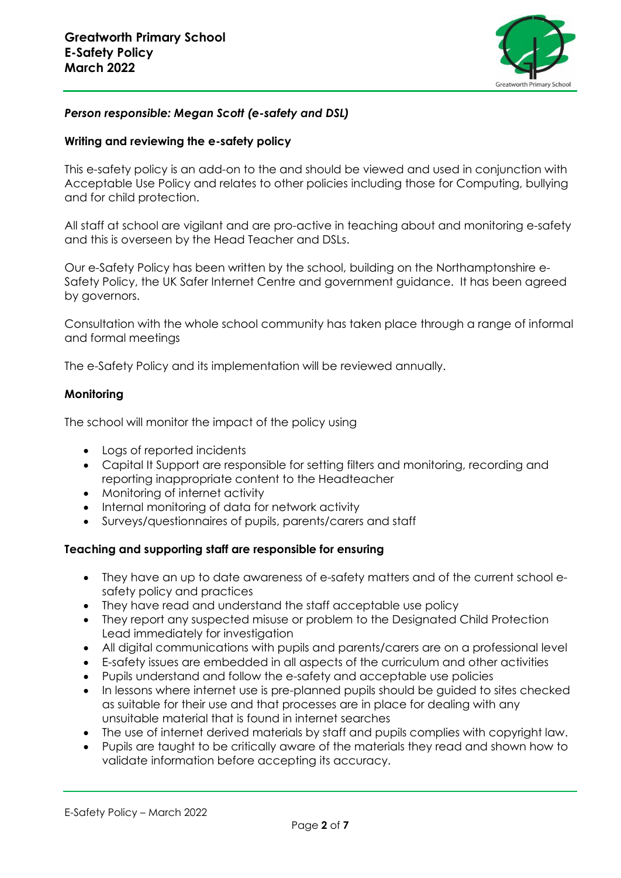*Person responsible: Megan Scott (e-safety and DSL)*

**Writing and reviewing the e-safety policy**

This e-safety policy is an add-on to the and should be viewed and used in conjunction with Acceptable Use Policy and relates to other policies including those for Computing, bullying and for child protection.

All staff at school are vigilant and are pro-active in teaching about and monitoring e-safety and this is overseen by the Head Teacher and DSLs.

Our e-Safety Policy has been written by the school, building on the Northamptonshire e-Safety Policy, the UK Safer Internet Centre and government guidance. It has been agreed by governors.

Consultation with the whole school community has taken place through a range of informal and formal meetings

The e-Safety Policy and its implementation will be reviewed annually.

**Monitoring**

The school will monitor the impact of the policy using

- Logs of reported incidents
- Capital It Support are responsible for setting filters and monitoring, recording and reporting inappropriate content to the Headteacher
- Monitoring of internet activity
- Internal monitoring of data for network activity
- Surveys/questionnaires of pupils, parents/carers and staff

**Teaching and supporting staff are responsible for ensuring**

- They have an up to date awareness of e-safety matters and of the current school e-safety policy and practices
- They have read and understand the staff acceptable use policy
- They report any suspected misuse or problem to the Designated Child Protection Lead immediately for investigation
- All digital communications with pupils and parents/carers are on a professional level
- E-safety issues are embedded in all aspects of the curriculum and other activities
- Pupils understand and follow the e-safety and acceptable use policies
- In lessons where internet use is pre-planned pupils should be guided to sites checked as suitable for their use and that processes are in place for dealing with any unsuitable material that is found in internet searches
- The use of internet derived materials by staff and pupils complies with copyright law.
- Pupils are taught to be critically aware of the materials they read and shown how to validate information before accepting its accuracy.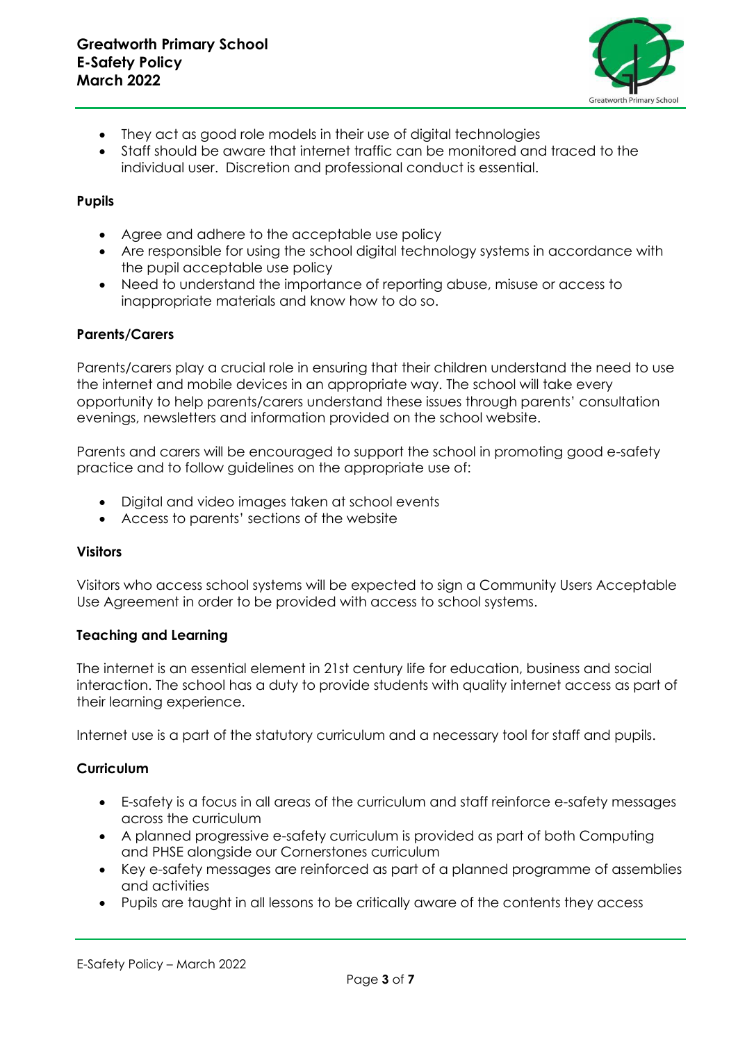- They act as good role models in their use of digital technologies
- Staff should be aware that internet traffic can be monitored and traced to the individual user. Discretion and professional conduct is essential.

**Pupils**

- Agree and adhere to the acceptable use policy
- Are responsible for using the school digital technology systems in accordance with the pupil acceptable use policy
- Need to understand the importance of reporting abuse, misuse or access to inappropriate materials and know how to do so.

**Parents/Carers**

Parents/carers play a crucial role in ensuring that their children understand the need to use the internet and mobile devices in an appropriate way. The school will take every opportunity to help parents/carers understand these issues through parents' consultation evenings, newsletters and information provided on the school website.

Parents and carers will be encouraged to support the school in promoting good e-safety practice and to follow guidelines on the appropriate use of:

- Digital and video images taken at school events
- Access to parents' sections of the website

**Visitors**

Visitors who access school systems will be expected to sign a Community Users Acceptable Use Agreement in order to be provided with access to school systems.

**Teaching and Learning**

The internet is an essential element in 21st century life for education, business and social interaction. The school has a duty to provide students with quality internet access as part of their learning experience.

Internet use is a part of the statutory curriculum and a necessary tool for staff and pupils.

**Curriculum**

- E-safety is a focus in all areas of the curriculum and staff reinforce e-safety messages across the curriculum
- A planned progressive e-safety curriculum is provided as part of both Computing and PHSE alongside our Cornerstones curriculum
- Key e-safety messages are reinforced as part of a planned programme of assemblies and activities
- Pupils are taught in all lessons to be critically aware of the contents they access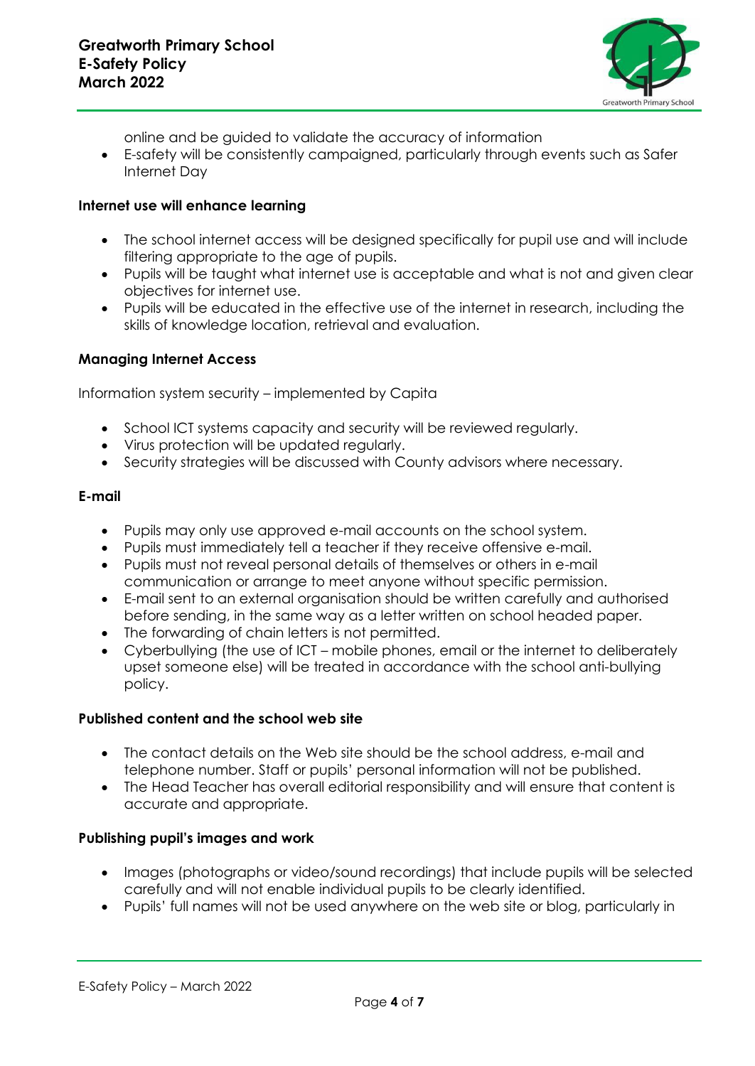online and be guided to validate the accuracy of information
- E-safety will be consistently campaigned, particularly through events such as Safer Internet Day

**Internet use will enhance learning**

- The school internet access will be designed specifically for pupil use and will include filtering appropriate to the age of pupils.
- Pupils will be taught what internet use is acceptable and what is not and given clear objectives for internet use.
- Pupils will be educated in the effective use of the internet in research, including the skills of knowledge location, retrieval and evaluation.

**Managing Internet Access**

Information system security – implemented by Capita

- School ICT systems capacity and security will be reviewed regularly.
- Virus protection will be updated regularly.
- Security strategies will be discussed with County advisors where necessary.

**E-mail**

- Pupils may only use approved e-mail accounts on the school system.
- Pupils must immediately tell a teacher if they receive offensive e-mail.
- Pupils must not reveal personal details of themselves or others in e-mail communication or arrange to meet anyone without specific permission.
- E-mail sent to an external organisation should be written carefully and authorised before sending, in the same way as a letter written on school headed paper.
- The forwarding of chain letters is not permitted.
- Cyberbullying (the use of ICT – mobile phones, email or the internet to deliberately upset someone else) will be treated in accordance with the school anti-bullying policy.

**Published content and the school web site**

- The contact details on the Web site should be the school address, e-mail and telephone number. Staff or pupils' personal information will not be published.
- The Head Teacher has overall editorial responsibility and will ensure that content is accurate and appropriate.

**Publishing pupil's images and work**

- Images (photographs or video/sound recordings) that include pupils will be selected carefully and will not enable individual pupils to be clearly identified.
- Pupils' full names will not be used anywhere on the web site or blog, particularly in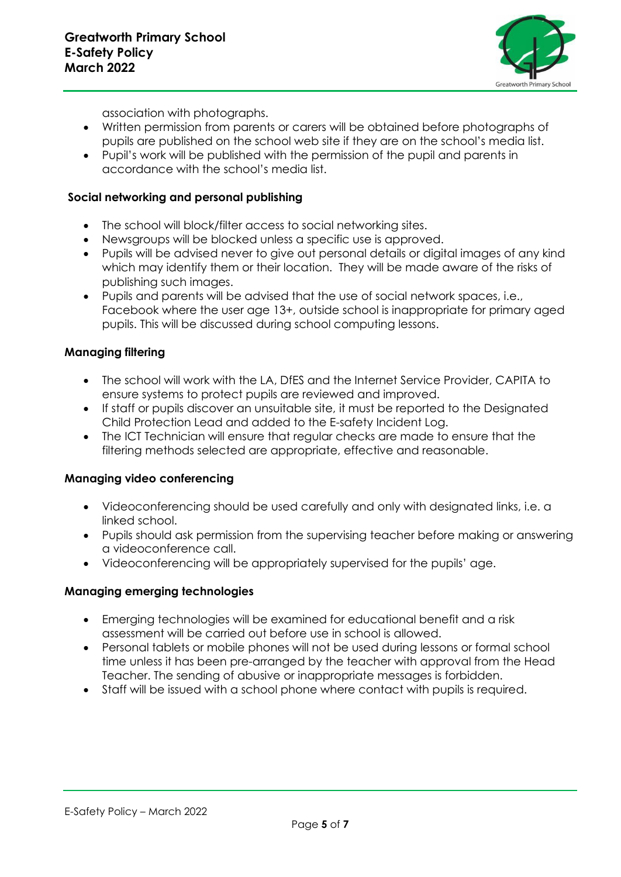association with photographs.
- Written permission from parents or carers will be obtained before photographs of pupils are published on the school web site if they are on the school's media list.
- Pupil's work will be published with the permission of the pupil and parents in accordance with the school's media list.

**Social networking and personal publishing**

- The school will block/filter access to social networking sites.
- Newsgroups will be blocked unless a specific use is approved.
- Pupils will be advised never to give out personal details or digital images of any kind which may identify them or their location. They will be made aware of the risks of publishing such images.
- Pupils and parents will be advised that the use of social network spaces, i.e., Facebook where the user age 13+, outside school is inappropriate for primary aged pupils. This will be discussed during school computing lessons.

**Managing filtering**

- The school will work with the LA, DfES and the Internet Service Provider, CAPITA to ensure systems to protect pupils are reviewed and improved.
- If staff or pupils discover an unsuitable site, it must be reported to the Designated Child Protection Lead and added to the E-safety Incident Log.
- The ICT Technician will ensure that regular checks are made to ensure that the filtering methods selected are appropriate, effective and reasonable.

**Managing video conferencing**

- Videoconferencing should be used carefully and only with designated links, i.e. a linked school.
- Pupils should ask permission from the supervising teacher before making or answering a videoconference call.
- Videoconferencing will be appropriately supervised for the pupils' age.

**Managing emerging technologies**

- Emerging technologies will be examined for educational benefit and a risk assessment will be carried out before use in school is allowed.
- Personal tablets or mobile phones will not be used during lessons or formal school time unless it has been pre-arranged by the teacher with approval from the Head Teacher. The sending of abusive or inappropriate messages is forbidden.
- Staff will be issued with a school phone where contact with pupils is required.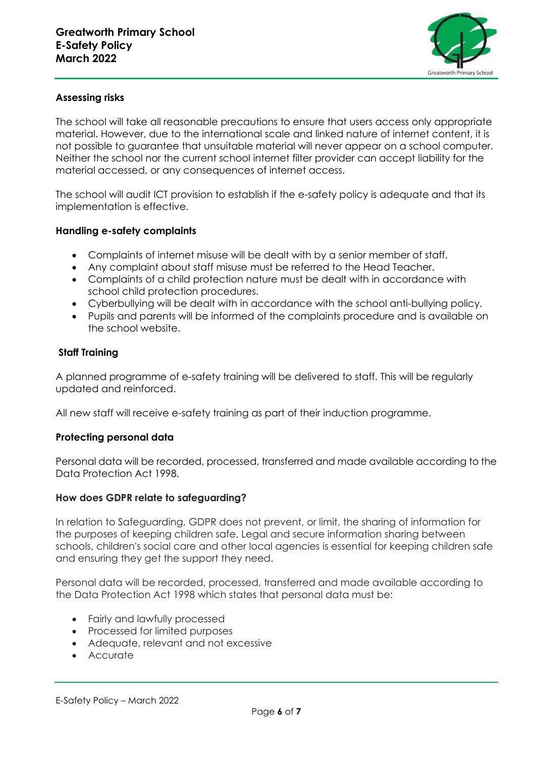## Assessing risks

The school will take all reasonable precautions to ensure that users access only appropriate material. However, due to the international scale and linked nature of internet content, it is not possible to guarantee that unsuitable material will never appear on a school computer. Neither the school nor the current school internet filter provider can accept liability for the material accessed, or any consequences of internet access.

The school will audit ICT provision to establish if the e-safety policy is adequate and that its implementation is effective.

## Handling e-safety complaints

- Complaints of internet misuse will be dealt with by a senior member of staff.
- Any complaint about staff misuse must be referred to the Head Teacher.
- Complaints of a child protection nature must be dealt with in accordance with school child protection procedures.
- Cyberbullying will be dealt with in accordance with the school anti-bullying policy.
- Pupils and parents will be informed of the complaints procedure and is available on the school website.

## Staff Training

A planned programme of e-safety training will be delivered to staff. This will be regularly updated and reinforced.

All new staff will receive e-safety training as part of their induction programme.

## Protecting personal data

Personal data will be recorded, processed, transferred and made available according to the Data Protection Act 1998.

## How does GDPR relate to safeguarding?

In relation to Safeguarding, GDPR does not prevent, or limit, the sharing of information for the purposes of keeping children safe. Legal and secure information sharing between schools, children's social care and other local agencies is essential for keeping children safe and ensuring they get the support they need.

Personal data will be recorded, processed, transferred and made available according to the Data Protection Act 1998 which states that personal data must be:

- Fairly and lawfully processed
- Processed for limited purposes
- Adequate, relevant and not excessive
- Accurate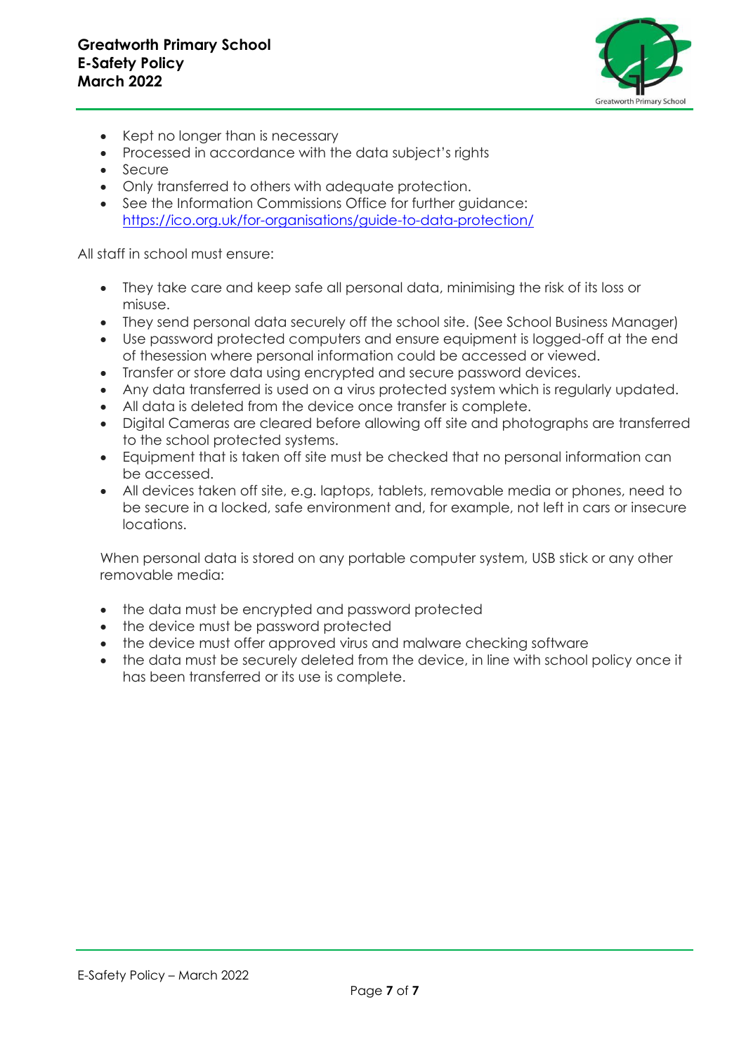- Kept no longer than is necessary
- Processed in accordance with the data subject's rights
- Secure
- Only transferred to others with adequate protection.
- See the Information Commissions Office for further guidance: https://ico.org.uk/for-organisations/guide-to-data-protection/

All staff in school must ensure:

- They take care and keep safe all personal data, minimising the risk of its loss or misuse.
- They send personal data securely off the school site. (See School Business Manager)
- Use password protected computers and ensure equipment is logged-off at the end of thesession where personal information could be accessed or viewed.
- Transfer or store data using encrypted and secure password devices.
- Any data transferred is used on a virus protected system which is regularly updated.
- All data is deleted from the device once transfer is complete.
- Digital Cameras are cleared before allowing off site and photographs are transferred to the school protected systems.
- Equipment that is taken off site must be checked that no personal information can be accessed.
- All devices taken off site, e.g. laptops, tablets, removable media or phones, need to be secure in a locked, safe environment and, for example, not left in cars or insecure locations.

When personal data is stored on any portable computer system, USB stick or any other removable media:

- the data must be encrypted and password protected
- the device must be password protected
- the device must offer approved virus and malware checking software
- the data must be securely deleted from the device, in line with school policy once it has been transferred or its use is complete.